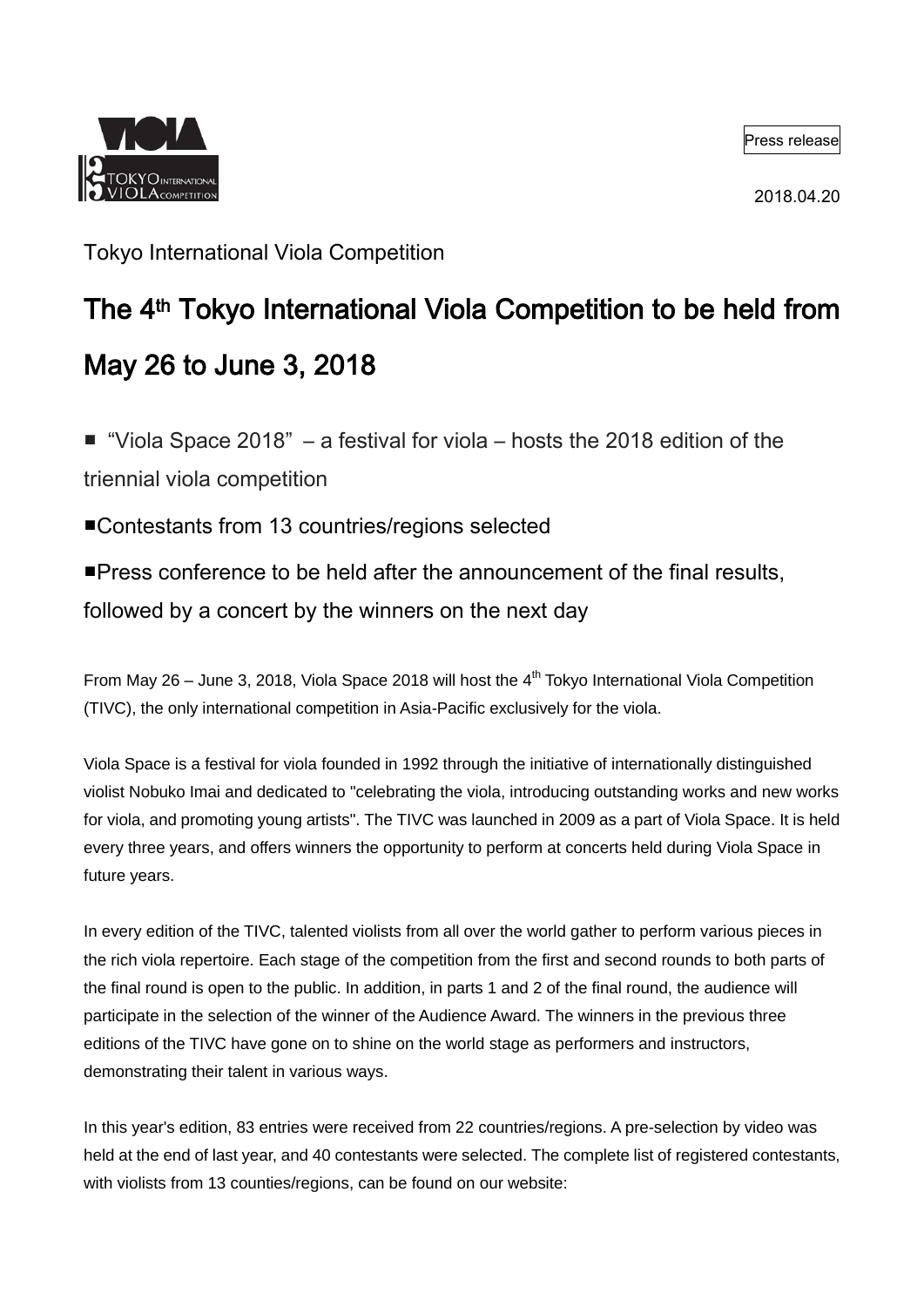Press release

2018.04.20

Tokyo International Viola Competition

# The 4th Tokyo International Viola Competition to be held from May 26 to June 3, 2018

■ "Viola Space 2018" – a festival for viola – hosts the 2018 edition of the triennial viola competition

■Contestants from 13 countries/regions selected

■Press conference to be held after the announcement of the final results, followed by a concert by the winners on the next day

From May 26 – June 3, 2018, Viola Space 2018 will host the 4th Tokyo International Viola Competition (TIVC), the only international competition in Asia-Pacific exclusively for the viola.

Viola Space is a festival for viola founded in 1992 through the initiative of internationally distinguished violist Nobuko Imai and dedicated to "celebrating the viola, introducing outstanding works and new works for viola, and promoting young artists". The TIVC was launched in 2009 as a part of Viola Space. It is held every three years, and offers winners the opportunity to perform at concerts held during Viola Space in future years.

In every edition of the TIVC, talented violists from all over the world gather to perform various pieces in the rich viola repertoire. Each stage of the competition from the first and second rounds to both parts of the final round is open to the public. In addition, in parts 1 and 2 of the final round, the audience will participate in the selection of the winner of the Audience Award. The winners in the previous three editions of the TIVC have gone on to shine on the world stage as performers and instructors, demonstrating their talent in various ways.

In this year's edition, 83 entries were received from 22 countries/regions. A pre-selection by video was held at the end of last year, and 40 contestants were selected. The complete list of registered contestants, with violists from 13 counties/regions, can be found on our website: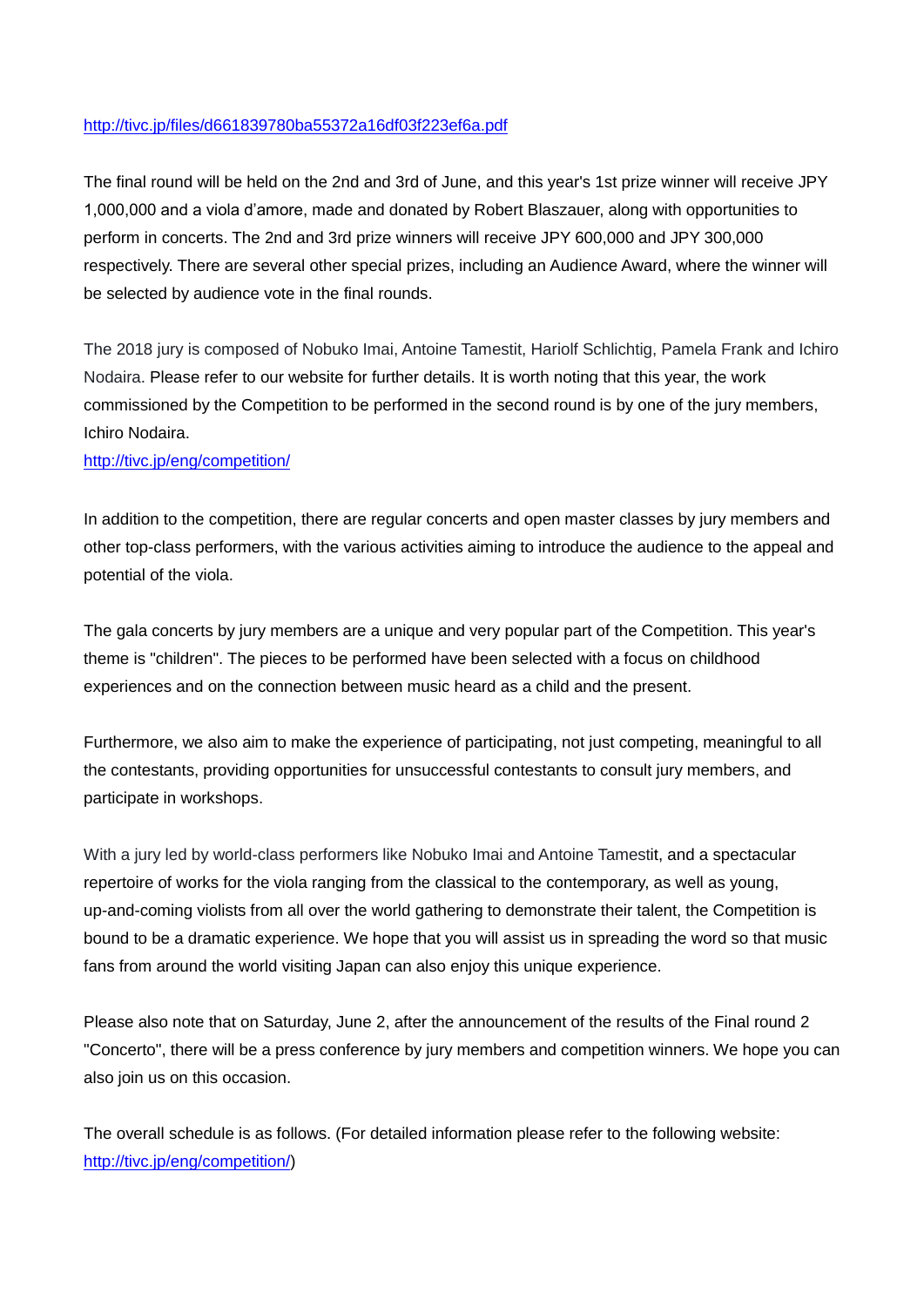http://tivc.jp/files/d661839780ba55372a16df03f223ef6a.pdf

The final round will be held on the 2nd and 3rd of June, and this year's 1st prize winner will receive JPY 1,000,000 and a viola d'amore, made and donated by Robert Blaszauer, along with opportunities to perform in concerts. The 2nd and 3rd prize winners will receive JPY 600,000 and JPY 300,000 respectively. There are several other special prizes, including an Audience Award, where the winner will be selected by audience vote in the final rounds.

The 2018 jury is composed of Nobuko Imai, Antoine Tamestit, Hariolf Schlichtig, Pamela Frank and Ichiro Nodaira. Please refer to our website for further details. It is worth noting that this year, the work commissioned by the Competition to be performed in the second round is by one of the jury members, Ichiro Nodaira.
http://tivc.jp/eng/competition/

In addition to the competition, there are regular concerts and open master classes by jury members and other top-class performers, with the various activities aiming to introduce the audience to the appeal and potential of the viola.

The gala concerts by jury members are a unique and very popular part of the Competition. This year's theme is "children". The pieces to be performed have been selected with a focus on childhood experiences and on the connection between music heard as a child and the present.

Furthermore, we also aim to make the experience of participating, not just competing, meaningful to all the contestants, providing opportunities for unsuccessful contestants to consult jury members, and participate in workshops.

With a jury led by world-class performers like Nobuko Imai and Antoine Tamestit, and a spectacular repertoire of works for the viola ranging from the classical to the contemporary, as well as young, up-and-coming violists from all over the world gathering to demonstrate their talent, the Competition is bound to be a dramatic experience. We hope that you will assist us in spreading the word so that music fans from around the world visiting Japan can also enjoy this unique experience.

Please also note that on Saturday, June 2, after the announcement of the results of the Final round 2 "Concerto", there will be a press conference by jury members and competition winners. We hope you can also join us on this occasion.

The overall schedule is as follows. (For detailed information please refer to the following website: http://tivc.jp/eng/competition/)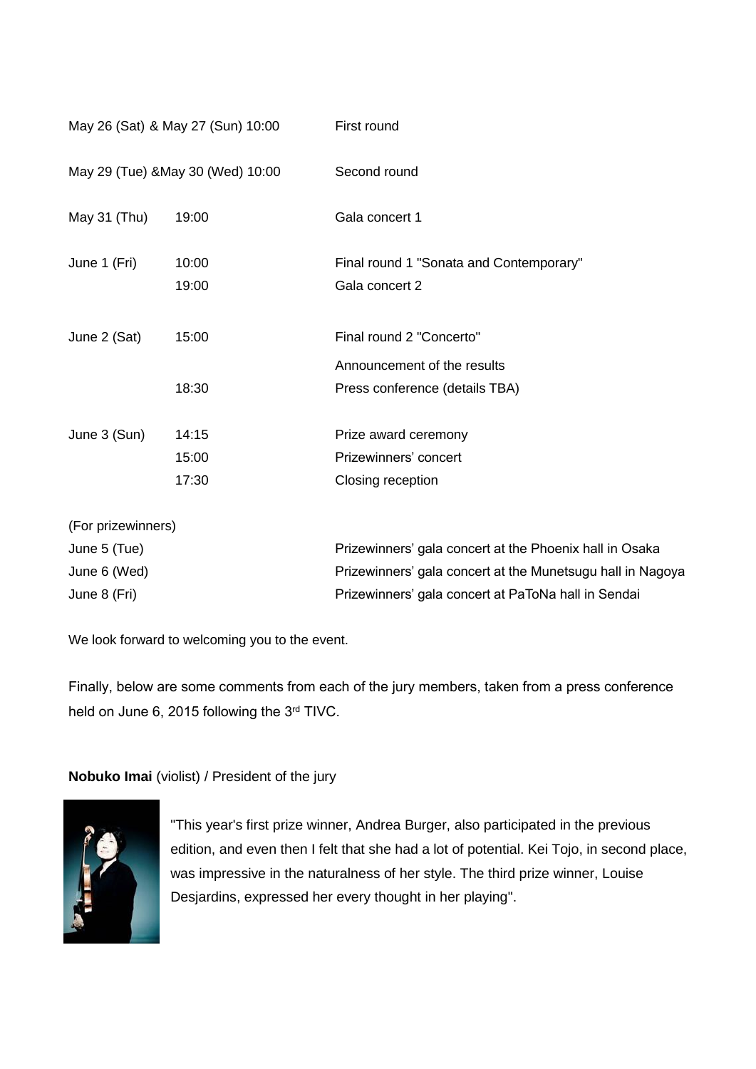| | | |
|---|---|---|
| May 26 (Sat) & May 27 (Sun) 10:00 | | First round |
| May 29 (Tue) &May 30 (Wed) 10:00 | | Second round |
| May 31 (Thu) | 19:00 | Gala concert 1 |
| June 1 (Fri) | 10:00 | Final round 1 "Sonata and Contemporary" |
| | 19:00 | Gala concert 2 |
| June 2 (Sat) | 15:00 | Final round 2 "Concerto" |
| | | Announcement of the results |
| | 18:30 | Press conference (details TBA) |
| June 3 (Sun) | 14:15 | Prize award ceremony |
| | 15:00 | Prizewinners' concert |
| | 17:30 | Closing reception |

(For prizewinners)

| | |
|---|---|
| June 5 (Tue) | Prizewinners' gala concert at the Phoenix hall in Osaka |
| June 6 (Wed) | Prizewinners' gala concert at the Munetsugu hall in Nagoya |
| June 8 (Fri) | Prizewinners' gala concert at PaToNa hall in Sendai |

We look forward to welcoming you to the event.

Finally, below are some comments from each of the jury members, taken from a press conference held on June 6, 2015 following the 3rd TIVC.

**Nobuko Imai** (violist) / President of the jury

"This year's first prize winner, Andrea Burger, also participated in the previous edition, and even then I felt that she had a lot of potential. Kei Tojo, in second place, was impressive in the naturalness of her style. The third prize winner, Louise Desjardins, expressed her every thought in her playing".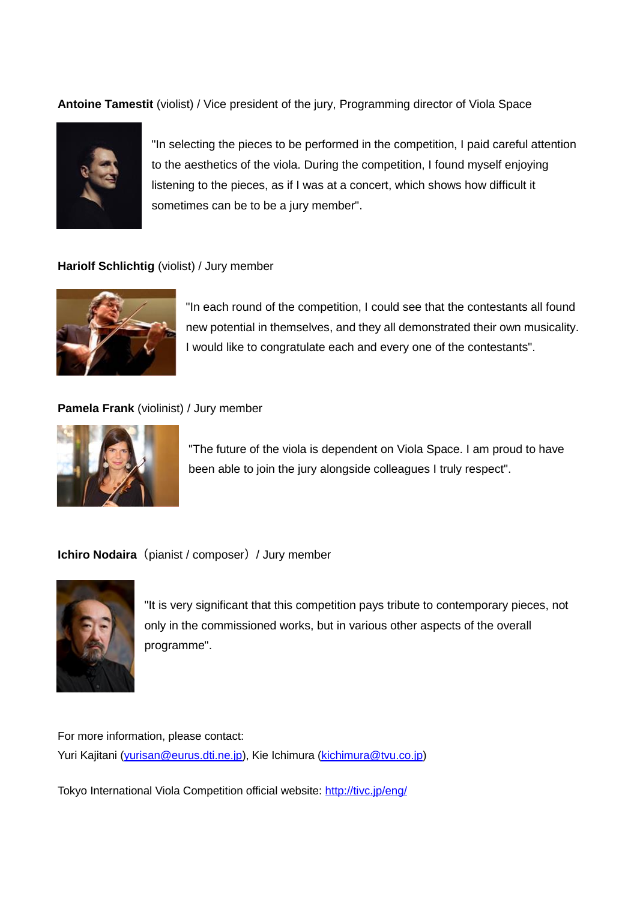**Antoine Tamestit** (violist) / Vice president of the jury, Programming director of Viola Space

"In selecting the pieces to be performed in the competition, I paid careful attention to the aesthetics of the viola. During the competition, I found myself enjoying listening to the pieces, as if I was at a concert, which shows how difficult it sometimes can be to be a jury member".

**Hariolf Schlichtig** (violist) / Jury member

"In each round of the competition, I could see that the contestants all found new potential in themselves, and they all demonstrated their own musicality. I would like to congratulate each and every one of the contestants".

**Pamela Frank** (violinist) / Jury member

"The future of the viola is dependent on Viola Space. I am proud to have been able to join the jury alongside colleagues I truly respect".

**Ichiro Nodaira**（pianist / composer） / Jury member

"It is very significant that this competition pays tribute to contemporary pieces, not only in the commissioned works, but in various other aspects of the overall programme".

For more information, please contact:
Yuri Kajitani (yurisan@eurus.dti.ne.jp), Kie Ichimura (kichimura@tvu.co.jp)

Tokyo International Viola Competition official website: http://tivc.jp/eng/